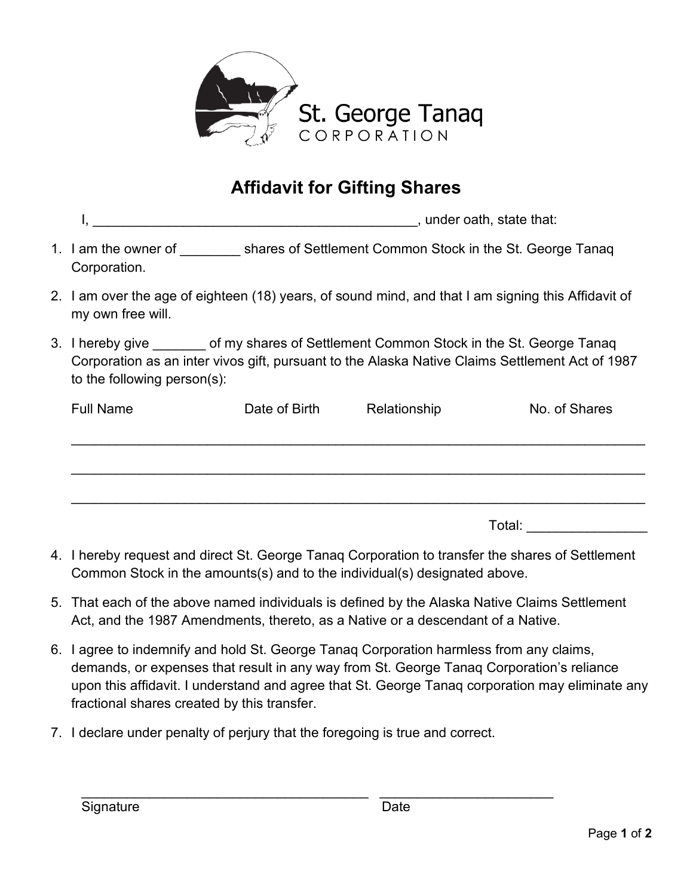St. George Tanaq
CORPORATION

# Affidavit for Gifting Shares

I, ____________________________________________, under oath, state that:

1. I am the owner of ________ shares of Settlement Common Stock in the St. George Tanaq Corporation.
2. I am over the age of eighteen (18) years, of sound mind, and that I am signing this Affidavit of my own free will.
3. I hereby give _______ of my shares of Settlement Common Stock in the St. George Tanaq Corporation as an inter vivos gift, pursuant to the Alaska Native Claims Settlement Act of 1987 to the following person(s):

| Full Name | Date of Birth | Relationship | No. of Shares |
|---|---|---|---|
| | | | |
| | | | |
| | | | |

Total: ________________

4. I hereby request and direct St. George Tanaq Corporation to transfer the shares of Settlement Common Stock in the amounts(s) and to the individual(s) designated above.
5. That each of the above named individuals is defined by the Alaska Native Claims Settlement Act, and the 1987 Amendments, thereto, as a Native or a descendant of a Native.
6. I agree to indemnify and hold St. George Tanaq Corporation harmless from any claims, demands, or expenses that result in any way from St. George Tanaq Corporation's reliance upon this affidavit. I understand and agree that St. George Tanaq corporation may eliminate any fractional shares created by this transfer.
7. I declare under penalty of perjury that the foregoing is true and correct.

_______________________________________ ________________________

Signature Date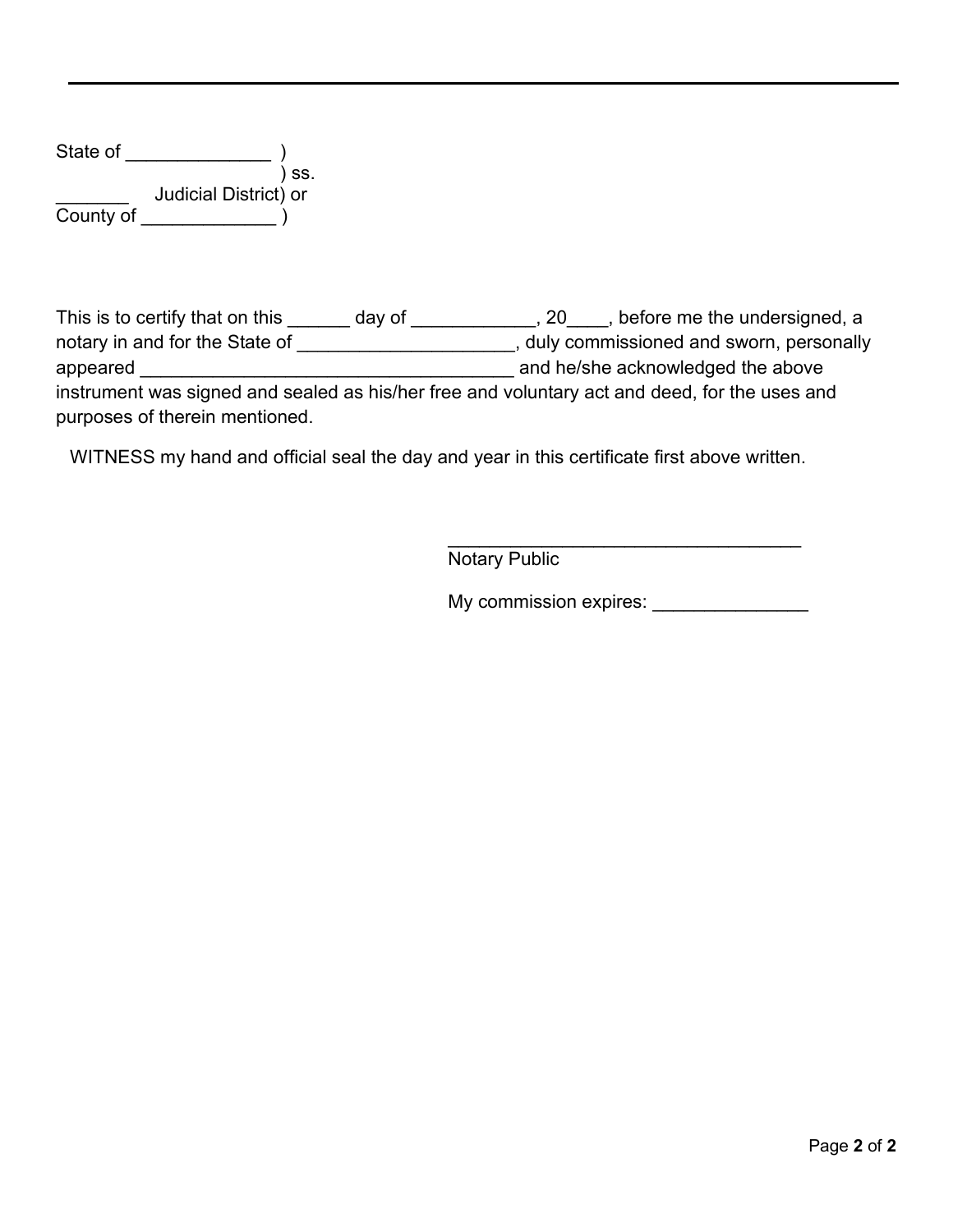State of ______________ )
) ss.
_______ Judicial District) or
County of _____________ )

This is to certify that on this ______ day of ____________, 20____, before me the undersigned, a notary in and for the State of _____________________, duly commissioned and sworn, personally appeared _____________________________________ and he/she acknowledged the above instrument was signed and sealed as his/her free and voluntary act and deed, for the uses and purposes of therein mentioned.

WITNESS my hand and official seal the day and year in this certificate first above written.

___________________________________
Notary Public

My commission expires: _______________